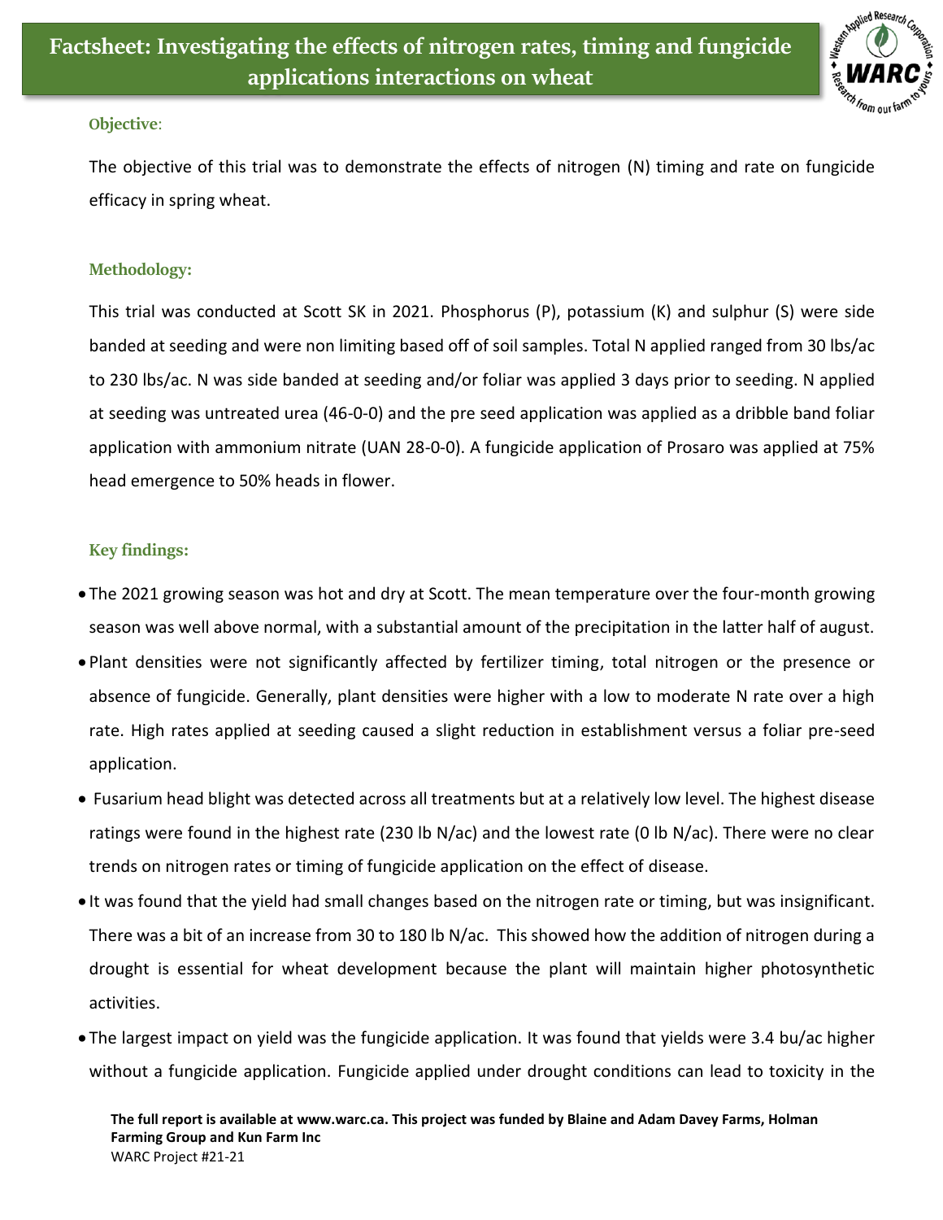# Factsheet: Investigating the effects of nitrogen rates, timing and fungicide applications interactions on wheat

### Objective:

The objective of this trial was to demonstrate the effects of nitrogen (N) timing and rate on fungicide efficacy in spring wheat.

### Methodology:

This trial was conducted at Scott SK in 2021. Phosphorus (P), potassium (K) and sulphur (S) were side banded at seeding and were non limiting based off of soil samples. Total N applied ranged from 30 lbs/ac to 230 lbs/ac. N was side banded at seeding and/or foliar was applied 3 days prior to seeding. N applied at seeding was untreated urea (46-0-0) and the pre seed application was applied as a dribble band foliar application with ammonium nitrate (UAN 28-0-0). A fungicide application of Prosaro was applied at 75% head emergence to 50% heads in flower.

### Key findings:

- The 2021 growing season was hot and dry at Scott. The mean temperature over the four-month growing season was well above normal, with a substantial amount of the precipitation in the latter half of august.
- Plant densities were not significantly affected by fertilizer timing, total nitrogen or the presence or absence of fungicide. Generally, plant densities were higher with a low to moderate N rate over a high rate. High rates applied at seeding caused a slight reduction in establishment versus a foliar pre-seed application.
- Fusarium head blight was detected across all treatments but at a relatively low level. The highest disease ratings were found in the highest rate (230 lb N/ac) and the lowest rate (0 lb N/ac). There were no clear trends on nitrogen rates or timing of fungicide application on the effect of disease.
- It was found that the yield had small changes based on the nitrogen rate or timing, but was insignificant. There was a bit of an increase from 30 to 180 lb N/ac. This showed how the addition of nitrogen during a drought is essential for wheat development because the plant will maintain higher photosynthetic activities.
- The largest impact on yield was the fungicide application. It was found that yields were 3.4 bu/ac higher without a fungicide application. Fungicide applied under drought conditions can lead to toxicity in the

**The full report is available at www.warc.ca. This project was funded by Blaine and Adam Davey Farms, Holman Farming Group and Kun Farm Inc**

WARC Project #21-21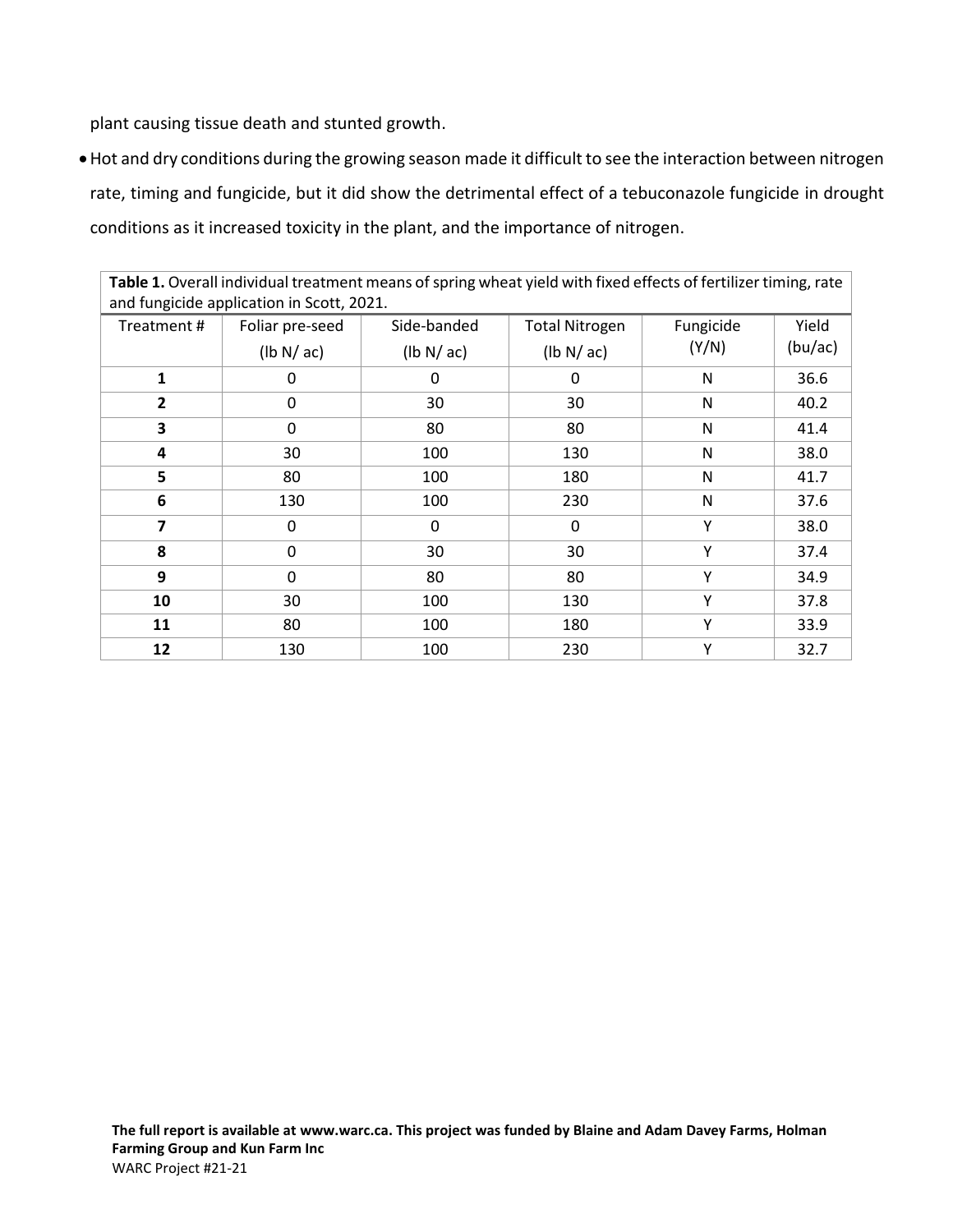plant causing tissue death and stunted growth.

- Hot and dry conditions during the growing season made it difficult to see the interaction between nitrogen rate, timing and fungicide, but it did show the detrimental effect of a tebuconazole fungicide in drought conditions as it increased toxicity in the plant, and the importance of nitrogen.

**Table 1.** Overall individual treatment means of spring wheat yield with fixed effects of fertilizer timing, rate and fungicide application in Scott, 2021.

| Treatment # | Foliar pre-seed (lb N/ ac) | Side-banded (lb N/ ac) | Total Nitrogen (lb N/ ac) | Fungicide (Y/N) | Yield (bu/ac) |
|---|---|---|---|---|---|
| **1** | 0 | 0 | 0 | N | 36.6 |
| **2** | 0 | 30 | 30 | N | 40.2 |
| **3** | 0 | 80 | 80 | N | 41.4 |
| **4** | 30 | 100 | 130 | N | 38.0 |
| **5** | 80 | 100 | 180 | N | 41.7 |
| **6** | 130 | 100 | 230 | N | 37.6 |
| **7** | 0 | 0 | 0 | Y | 38.0 |
| **8** | 0 | 30 | 30 | Y | 37.4 |
| **9** | 0 | 80 | 80 | Y | 34.9 |
| **10** | 30 | 100 | 130 | Y | 37.8 |
| **11** | 80 | 100 | 180 | Y | 33.9 |
| **12** | 130 | 100 | 230 | Y | 32.7 |

**The full report is available at www.warc.ca. This project was funded by Blaine and Adam Davey Farms, Holman Farming Group and Kun Farm Inc**

WARC Project #21-21